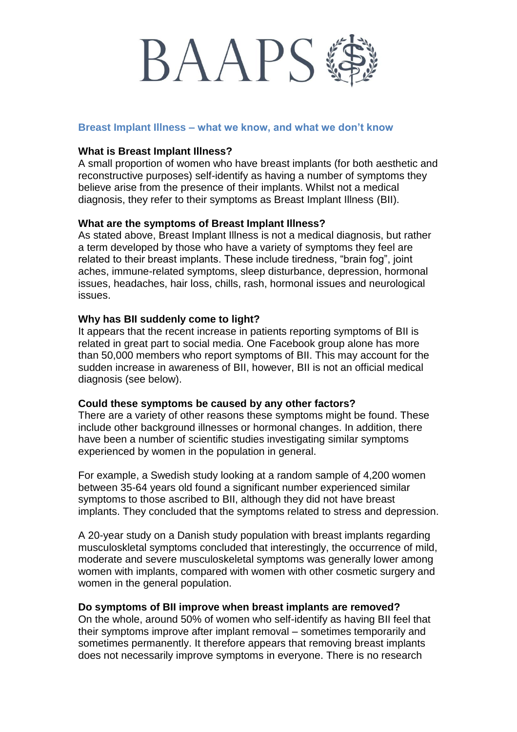# BAAPS

## Breast Implant Illness – what we know, and what we don't know

### What is Breast Implant Illness?

A small proportion of women who have breast implants (for both aesthetic and reconstructive purposes) self-identify as having a number of symptoms they believe arise from the presence of their implants. Whilst not a medical diagnosis, they refer to their symptoms as Breast Implant Illness (BII).

### What are the symptoms of Breast Implant Illness?

As stated above, Breast Implant Illness is not a medical diagnosis, but rather a term developed by those who have a variety of symptoms they feel are related to their breast implants. These include tiredness, "brain fog", joint aches, immune-related symptoms, sleep disturbance, depression, hormonal issues, headaches, hair loss, chills, rash, hormonal issues and neurological issues.

### Why has BII suddenly come to light?

It appears that the recent increase in patients reporting symptoms of BII is related in great part to social media. One Facebook group alone has more than 50,000 members who report symptoms of BII. This may account for the sudden increase in awareness of BII, however, BII is not an official medical diagnosis (see below).

### Could these symptoms be caused by any other factors?

There are a variety of other reasons these symptoms might be found. These include other background illnesses or hormonal changes. In addition, there have been a number of scientific studies investigating similar symptoms experienced by women in the population in general.

For example, a Swedish study looking at a random sample of 4,200 women between 35-64 years old found a significant number experienced similar symptoms to those ascribed to BII, although they did not have breast implants. They concluded that the symptoms related to stress and depression.

A 20-year study on a Danish study population with breast implants regarding musculoskletal symptoms concluded that interestingly, the occurrence of mild, moderate and severe musculoskeletal symptoms was generally lower among women with implants, compared with women with other cosmetic surgery and women in the general population.

### Do symptoms of BII improve when breast implants are removed?

On the whole, around 50% of women who self-identify as having BII feel that their symptoms improve after implant removal – sometimes temporarily and sometimes permanently. It therefore appears that removing breast implants does not necessarily improve symptoms in everyone. There is no research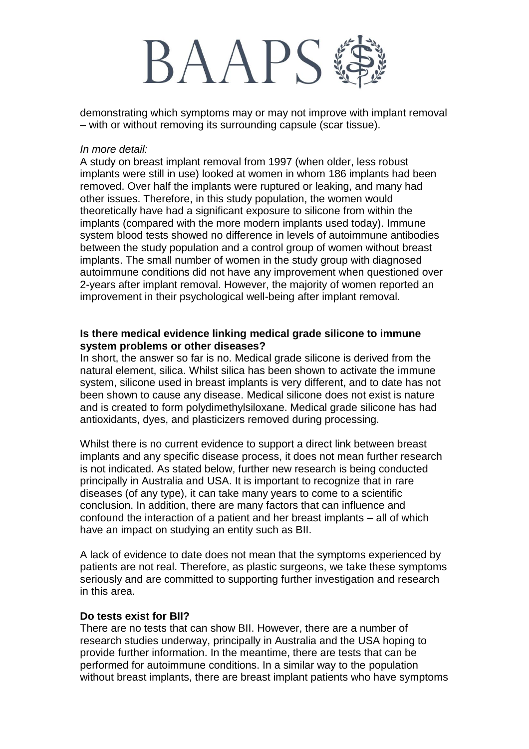demonstrating which symptoms may or may not improve with implant removal – with or without removing its surrounding capsule (scar tissue).

*In more detail:*

A study on breast implant removal from 1997 (when older, less robust implants were still in use) looked at women in whom 186 implants had been removed. Over half the implants were ruptured or leaking, and many had other issues. Therefore, in this study population, the women would theoretically have had a significant exposure to silicone from within the implants (compared with the more modern implants used today). Immune system blood tests showed no difference in levels of autoimmune antibodies between the study population and a control group of women without breast implants. The small number of women in the study group with diagnosed autoimmune conditions did not have any improvement when questioned over 2-years after implant removal. However, the majority of women reported an improvement in their psychological well-being after implant removal.

**Is there medical evidence linking medical grade silicone to immune system problems or other diseases?**

In short, the answer so far is no. Medical grade silicone is derived from the natural element, silica. Whilst silica has been shown to activate the immune system, silicone used in breast implants is very different, and to date has not been shown to cause any disease. Medical silicone does not exist is nature and is created to form polydimethylsiloxane. Medical grade silicone has had antioxidants, dyes, and plasticizers removed during processing.

Whilst there is no current evidence to support a direct link between breast implants and any specific disease process, it does not mean further research is not indicated. As stated below, further new research is being conducted principally in Australia and USA. It is important to recognize that in rare diseases (of any type), it can take many years to come to a scientific conclusion. In addition, there are many factors that can influence and confound the interaction of a patient and her breast implants – all of which have an impact on studying an entity such as BII.

A lack of evidence to date does not mean that the symptoms experienced by patients are not real. Therefore, as plastic surgeons, we take these symptoms seriously and are committed to supporting further investigation and research in this area.

**Do tests exist for BII?**

There are no tests that can show BII. However, there are a number of research studies underway, principally in Australia and the USA hoping to provide further information. In the meantime, there are tests that can be performed for autoimmune conditions. In a similar way to the population without breast implants, there are breast implant patients who have symptoms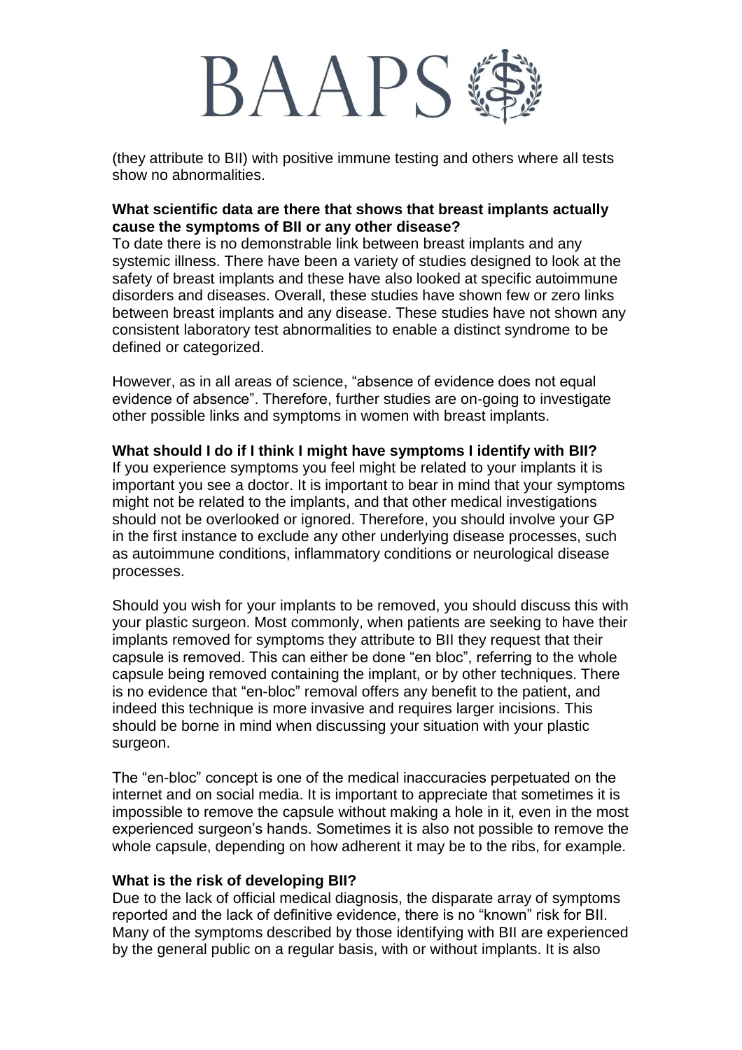(they attribute to BII) with positive immune testing and others where all tests show no abnormalities.

**What scientific data are there that shows that breast implants actually cause the symptoms of BII or any other disease?**

To date there is no demonstrable link between breast implants and any systemic illness. There have been a variety of studies designed to look at the safety of breast implants and these have also looked at specific autoimmune disorders and diseases. Overall, these studies have shown few or zero links between breast implants and any disease. These studies have not shown any consistent laboratory test abnormalities to enable a distinct syndrome to be defined or categorized.

However, as in all areas of science, "absence of evidence does not equal evidence of absence". Therefore, further studies are on-going to investigate other possible links and symptoms in women with breast implants.

**What should I do if I think I might have symptoms I identify with BII?**

If you experience symptoms you feel might be related to your implants it is important you see a doctor. It is important to bear in mind that your symptoms might not be related to the implants, and that other medical investigations should not be overlooked or ignored. Therefore, you should involve your GP in the first instance to exclude any other underlying disease processes, such as autoimmune conditions, inflammatory conditions or neurological disease processes.

Should you wish for your implants to be removed, you should discuss this with your plastic surgeon. Most commonly, when patients are seeking to have their implants removed for symptoms they attribute to BII they request that their capsule is removed. This can either be done "en bloc", referring to the whole capsule being removed containing the implant, or by other techniques. There is no evidence that "en-bloc" removal offers any benefit to the patient, and indeed this technique is more invasive and requires larger incisions. This should be borne in mind when discussing your situation with your plastic surgeon.

The "en-bloc" concept is one of the medical inaccuracies perpetuated on the internet and on social media. It is important to appreciate that sometimes it is impossible to remove the capsule without making a hole in it, even in the most experienced surgeon's hands. Sometimes it is also not possible to remove the whole capsule, depending on how adherent it may be to the ribs, for example.

**What is the risk of developing BII?**

Due to the lack of official medical diagnosis, the disparate array of symptoms reported and the lack of definitive evidence, there is no "known" risk for BII. Many of the symptoms described by those identifying with BII are experienced by the general public on a regular basis, with or without implants. It is also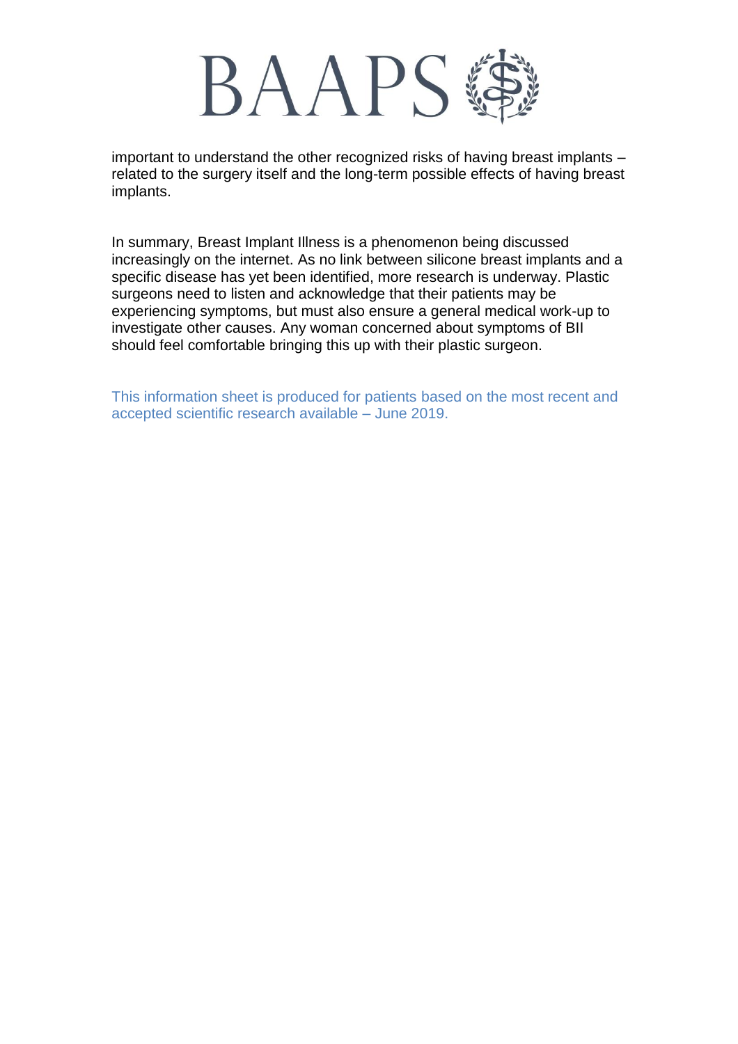important to understand the other recognized risks of having breast implants – related to the surgery itself and the long-term possible effects of having breast implants.

In summary, Breast Implant Illness is a phenomenon being discussed increasingly on the internet. As no link between silicone breast implants and a specific disease has yet been identified, more research is underway. Plastic surgeons need to listen and acknowledge that their patients may be experiencing symptoms, but must also ensure a general medical work-up to investigate other causes. Any woman concerned about symptoms of BII should feel comfortable bringing this up with their plastic surgeon.

This information sheet is produced for patients based on the most recent and accepted scientific research available – June 2019.